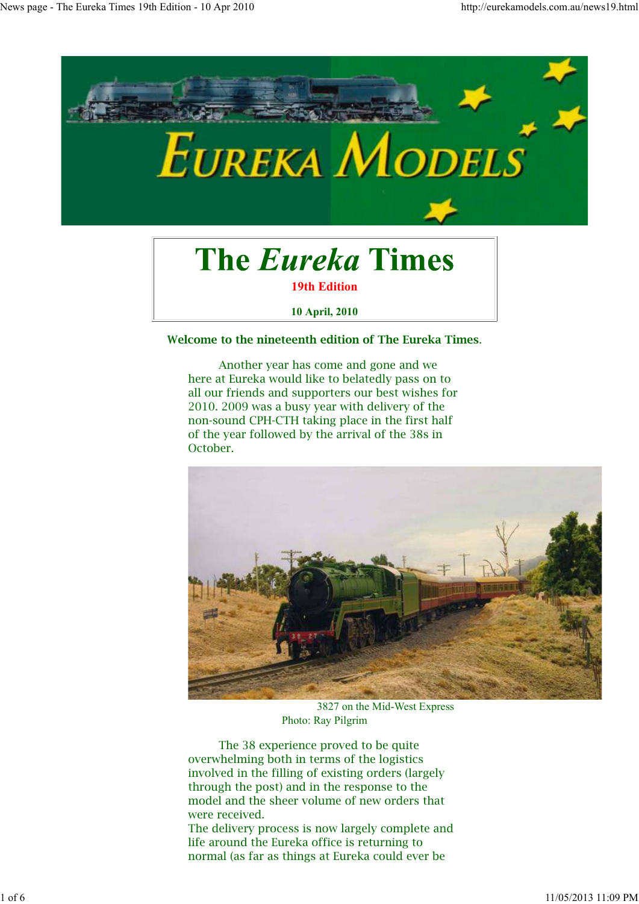# The *Eureka* Times

**19th Edition**

**10 April, 2010**

**Welcome to the nineteenth edition of The Eureka Times.**

Another year has come and gone and we here at Eureka would like to belatedly pass on to all our friends and supporters our best wishes for 2010. 2009 was a busy year with delivery of the non-sound CPH-CTH taking place in the first half of the year followed by the arrival of the 38s in October.

3827 on the Mid-West Express
Photo: Ray Pilgrim

The 38 experience proved to be quite overwhelming both in terms of the logistics involved in the filling of existing orders (largely through the post) and in the response to the model and the sheer volume of new orders that were received.

The delivery process is now largely complete and life around the Eureka office is returning to normal (as far as things at Eureka could ever be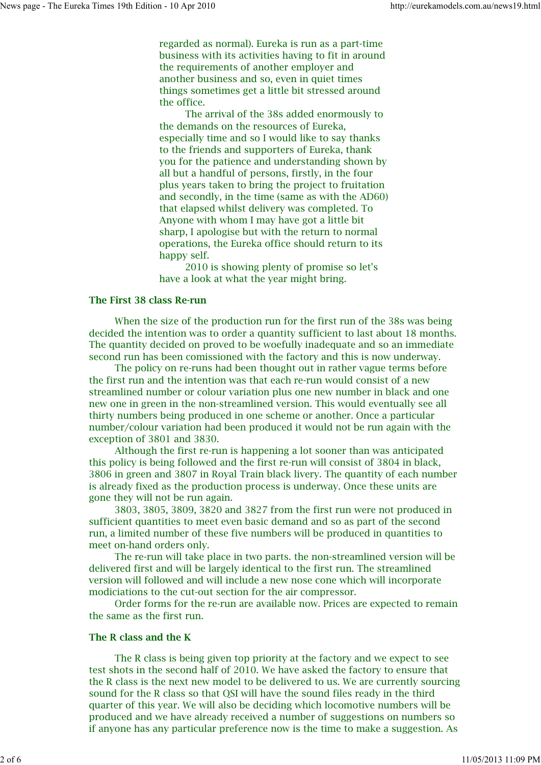regarded as normal). Eureka is run as a part-time business with its activities having to fit in around the requirements of another employer and another business and so, even in quiet times things sometimes get a little bit stressed around the office.

The arrival of the 38s added enormously to the demands on the resources of Eureka, especially time and so I would like to say thanks to the friends and supporters of Eureka, thank you for the patience and understanding shown by all but a handful of persons, firstly, in the four plus years taken to bring the project to fruitation and secondly, in the time (same as with the AD60) that elapsed whilst delivery was completed. To Anyone with whom I may have got a little bit sharp, I apologise but with the return to normal operations, the Eureka office should return to its happy self.

2010 is showing plenty of promise so let's have a look at what the year might bring.

### The First 38 class Re-run

When the size of the production run for the first run of the 38s was being decided the intention was to order a quantity sufficient to last about 18 months. The quantity decided on proved to be woefully inadequate and so an immediate second run has been comissioned with the factory and this is now underway.

The policy on re-runs had been thought out in rather vague terms before the first run and the intention was that each re-run would consist of a new streamlined number or colour variation plus one new number in black and one new one in green in the non-streamlined version. This would eventually see all thirty numbers being produced in one scheme or another. Once a particular number/colour variation had been produced it would not be run again with the exception of 3801 and 3830.

Although the first re-run is happening a lot sooner than was anticipated this policy is being followed and the first re-run will consist of 3804 in black, 3806 in green and 3807 in Royal Train black livery. The quantity of each number is already fixed as the production process is underway. Once these units are gone they will not be run again.

3803, 3805, 3809, 3820 and 3827 from the first run were not produced in sufficient quantities to meet even basic demand and so as part of the second run, a limited number of these five numbers will be produced in quantities to meet on-hand orders only.

The re-run will take place in two parts. the non-streamlined version will be delivered first and will be largely identical to the first run. The streamlined version will followed and will include a new nose cone which will incorporate modiciations to the cut-out section for the air compressor.

Order forms for the re-run are available now. Prices are expected to remain the same as the first run.

### The R class and the K

The R class is being given top priority at the factory and we expect to see test shots in the second half of 2010. We have asked the factory to ensure that the R class is the next new model to be delivered to us. We are currently sourcing sound for the R class so that QSI will have the sound files ready in the third quarter of this year. We will also be deciding which locomotive numbers will be produced and we have already received a number of suggestions on numbers so if anyone has any particular preference now is the time to make a suggestion. As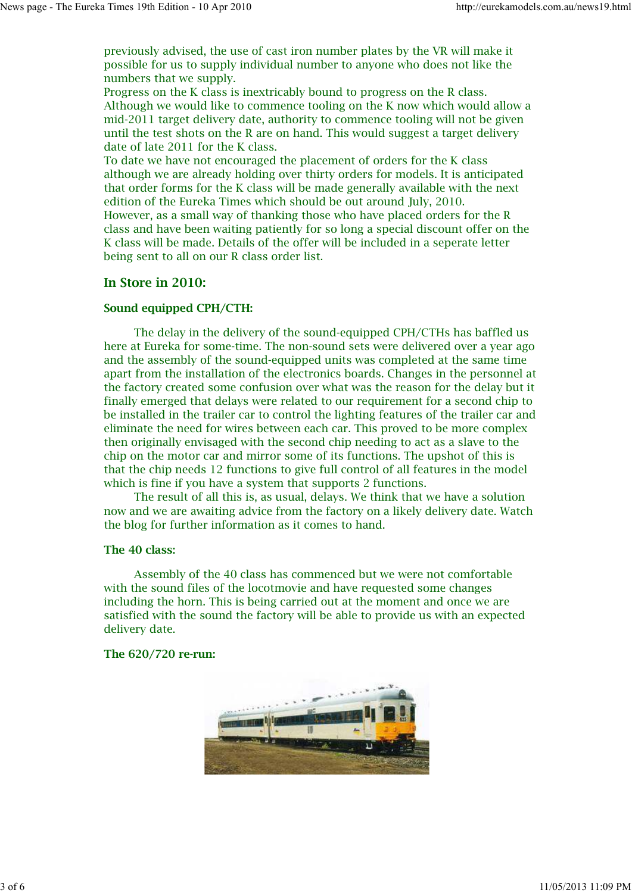previously advised, the use of cast iron number plates by the VR will make it possible for us to supply individual number to anyone who does not like the numbers that we supply.
Progress on the K class is inextricably bound to progress on the R class. Although we would like to commence tooling on the K now which would allow a mid-2011 target delivery date, authority to commence tooling will not be given until the test shots on the R are on hand. This would suggest a target delivery date of late 2011 for the K class.
To date we have not encouraged the placement of orders for the K class although we are already holding over thirty orders for models. It is anticipated that order forms for the K class will be made generally available with the next edition of the Eureka Times which should be out around July, 2010.
However, as a small way of thanking those who have placed orders for the R class and have been waiting patiently for so long a special discount offer on the K class will be made. Details of the offer will be included in a seperate letter being sent to all on our R class order list.

## In Store in 2010:

### Sound equipped CPH/CTH:

The delay in the delivery of the sound-equipped CPH/CTHs has baffled us here at Eureka for some-time. The non-sound sets were delivered over a year ago and the assembly of the sound-equipped units was completed at the same time apart from the installation of the electronics boards. Changes in the personnel at the factory created some confusion over what was the reason for the delay but it finally emerged that delays were related to our requirement for a second chip to be installed in the trailer car to control the lighting features of the trailer car and eliminate the need for wires between each car. This proved to be more complex then originally envisaged with the second chip needing to act as a slave to the chip on the motor car and mirror some of its functions. The upshot of this is that the chip needs 12 functions to give full control of all features in the model which is fine if you have a system that supports 2 functions.

The result of all this is, as usual, delays. We think that we have a solution now and we are awaiting advice from the factory on a likely delivery date. Watch the blog for further information as it comes to hand.

### The 40 class:

Assembly of the 40 class has commenced but we were not comfortable with the sound files of the locotmovie and have requested some changes including the horn. This is being carried out at the moment and once we are satisfied with the sound the factory will be able to provide us with an expected delivery date.

### The 620/720 re-run: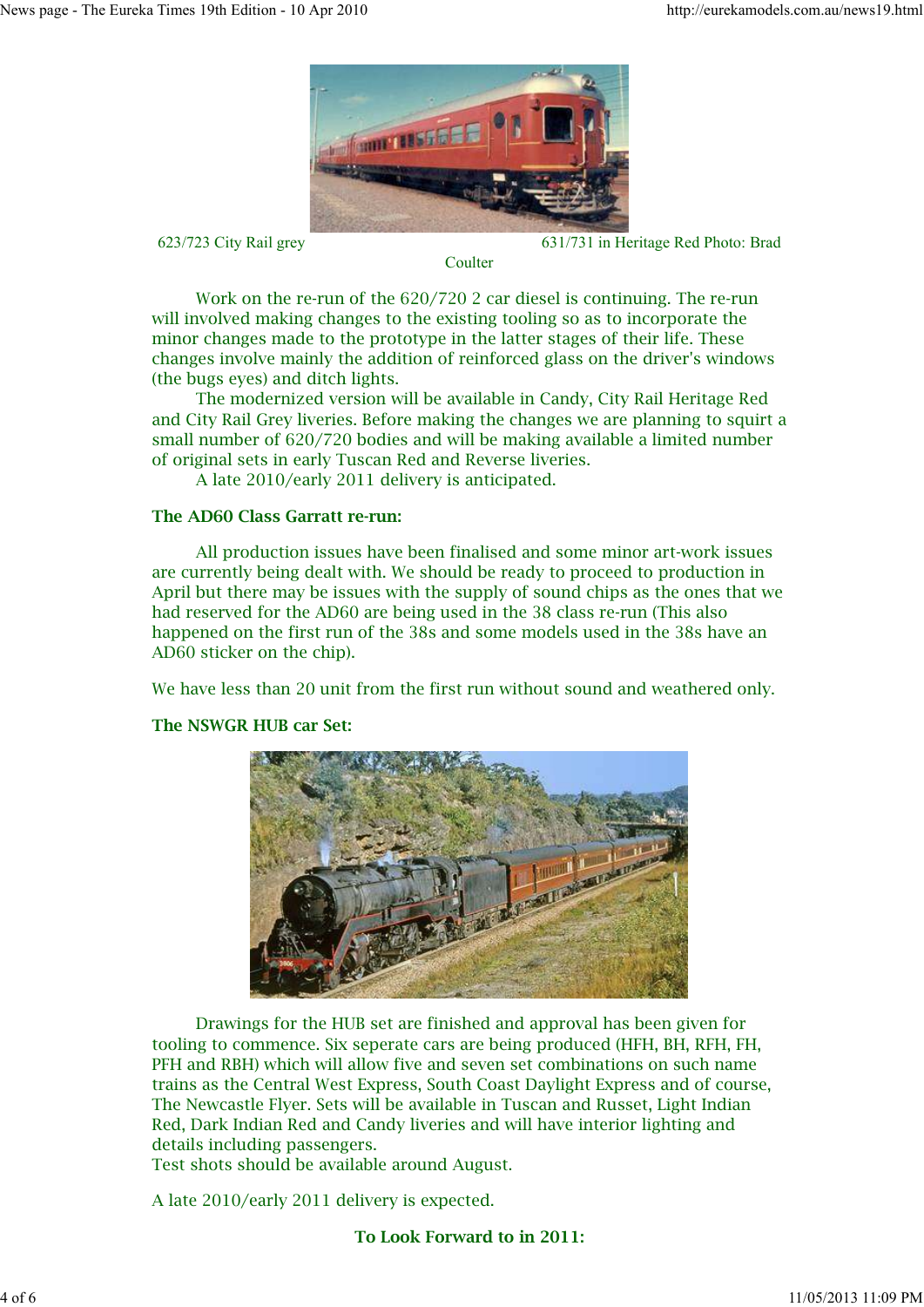623/723 City Rail grey 631/731 in Heritage Red Photo: Brad Coulter

Work on the re-run of the 620/720 2 car diesel is continuing. The re-run will involved making changes to the existing tooling so as to incorporate the minor changes made to the prototype in the latter stages of their life. These changes involve mainly the addition of reinforced glass on the driver's windows (the bugs eyes) and ditch lights.

The modernized version will be available in Candy, City Rail Heritage Red and City Rail Grey liveries. Before making the changes we are planning to squirt a small number of 620/720 bodies and will be making available a limited number of original sets in early Tuscan Red and Reverse liveries.

A late 2010/early 2011 delivery is anticipated.

**The AD60 Class Garratt re-run:**

All production issues have been finalised and some minor art-work issues are currently being dealt with. We should be ready to proceed to production in April but there may be issues with the supply of sound chips as the ones that we had reserved for the AD60 are being used in the 38 class re-run (This also happened on the first run of the 38s and some models used in the 38s have an AD60 sticker on the chip).

We have less than 20 unit from the first run without sound and weathered only.

**The NSWGR HUB car Set:**

Drawings for the HUB set are finished and approval has been given for tooling to commence. Six seperate cars are being produced (HFH, BH, RFH, FH, PFH and RBH) which will allow five and seven set combinations on such name trains as the Central West Express, South Coast Daylight Express and of course, The Newcastle Flyer. Sets will be available in Tuscan and Russet, Light Indian Red, Dark Indian Red and Candy liveries and will have interior lighting and details including passengers.

Test shots should be available around August.

A late 2010/early 2011 delivery is expected.

**To Look Forward to in 2011:**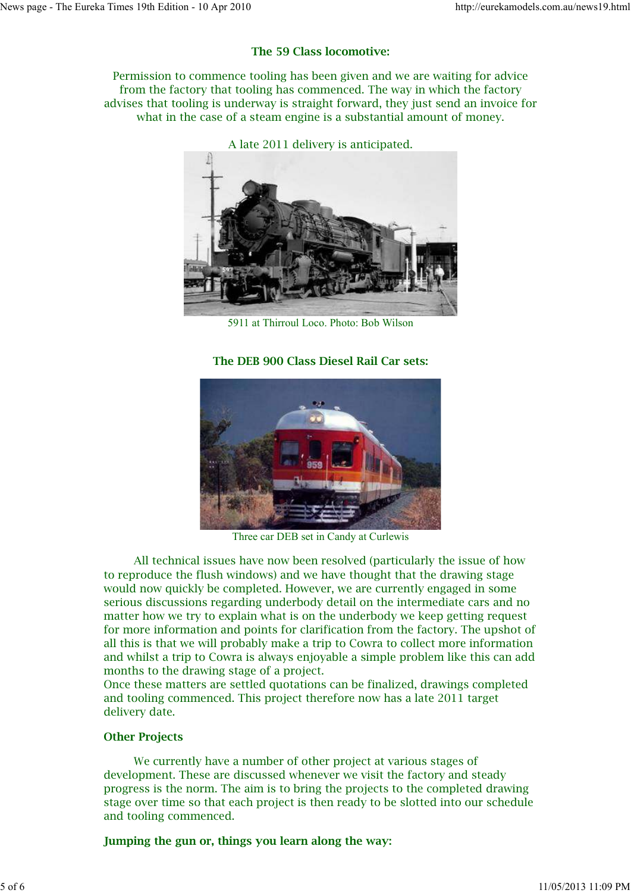### The 59 Class locomotive:

Permission to commence tooling has been given and we are waiting for advice from the factory that tooling has commenced. The way in which the factory advises that tooling is underway is straight forward, they just send an invoice for what in the case of a steam engine is a substantial amount of money.

A late 2011 delivery is anticipated.

5911 at Thirroul Loco. Photo: Bob Wilson

### The DEB 900 Class Diesel Rail Car sets:

Three car DEB set in Candy at Curlewis

All technical issues have now been resolved (particularly the issue of how to reproduce the flush windows) and we have thought that the drawing stage would now quickly be completed. However, we are currently engaged in some serious discussions regarding underbody detail on the intermediate cars and no matter how we try to explain what is on the underbody we keep getting request for more information and points for clarification from the factory. The upshot of all this is that we will probably make a trip to Cowra to collect more information and whilst a trip to Cowra is always enjoyable a simple problem like this can add months to the drawing stage of a project.
Once these matters are settled quotations can be finalized, drawings completed and tooling commenced. This project therefore now has a late 2011 target delivery date.

### Other Projects

We currently have a number of other project at various stages of development. These are discussed whenever we visit the factory and steady progress is the norm. The aim is to bring the projects to the completed drawing stage over time so that each project is then ready to be slotted into our schedule and tooling commenced.

### Jumping the gun or, things you learn along the way: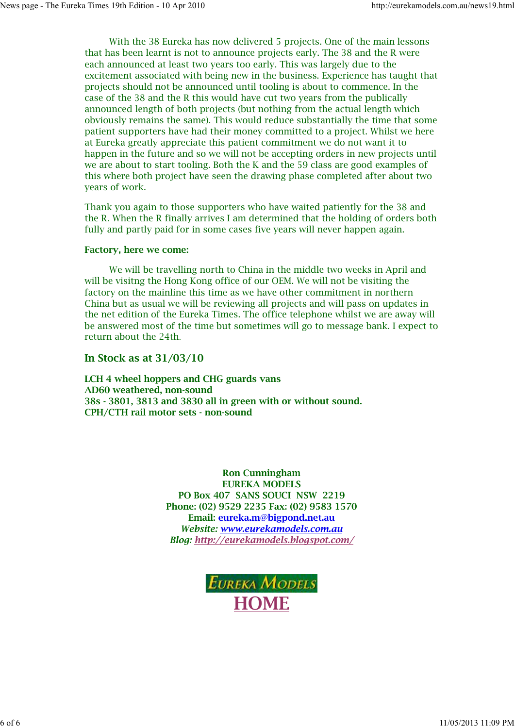With the 38 Eureka has now delivered 5 projects. One of the main lessons that has been learnt is not to announce projects early. The 38 and the R were each announced at least two years too early. This was largely due to the excitement associated with being new in the business. Experience has taught that projects should not be announced until tooling is about to commence. In the case of the 38 and the R this would have cut two years from the publically announced length of both projects (but nothing from the actual length which obviously remains the same). This would reduce substantially the time that some patient supporters have had their money committed to a project. Whilst we here at Eureka greatly appreciate this patient commitment we do not want it to happen in the future and so we will not be accepting orders in new projects until we are about to start tooling. Both the K and the 59 class are good examples of this where both project have seen the drawing phase completed after about two years of work.

Thank you again to those supporters who have waited patiently for the 38 and the R. When the R finally arrives I am determined that the holding of orders both fully and partly paid for in some cases five years will never happen again.

**Factory, here we come:**

We will be travelling north to China in the middle two weeks in April and will be visitng the Hong Kong office of our OEM. We will not be visiting the factory on the mainline this time as we have other commitment in northern China but as usual we will be reviewing all projects and will pass on updates in the net edition of the Eureka Times. The office telephone whilst we are away will be answered most of the time but sometimes will go to message bank. I expect to return about the 24th.

## In Stock as at 31/03/10

**LCH 4 wheel hoppers and CHG guards vans**
**AD60 weathered, non-sound**
**38s - 3801, 3813 and 3830 all in green with or without sound.**
**CPH/CTH rail motor sets - non-sound**

**Ron Cunningham**
**EUREKA MODELS**
**PO Box 407 SANS SOUCI NSW 2219**
**Phone: (02) 9529 2235 Fax: (02) 9583 1570**
**Email: eureka.m@bigpond.net.au**
***Website: www.eurekamodels.com.au***
***Blog: http://eurekamodels.blogspot.com/***

EUREKA MODELS

**HOME**